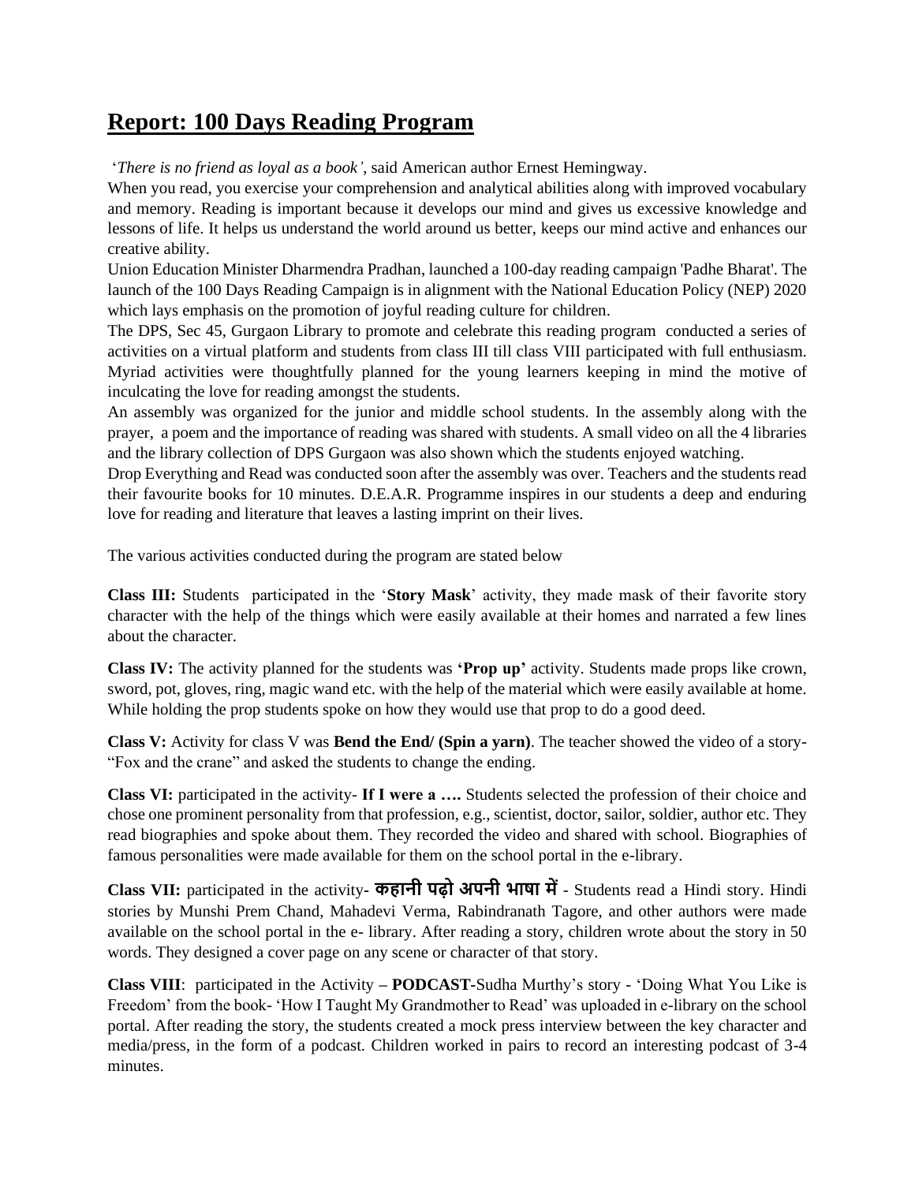# Report: 100 Days Reading Program

'*There is no friend as loyal as a book'*, said American author Ernest Hemingway.

When you read, you exercise your comprehension and analytical abilities along with improved vocabulary and memory. Reading is important because it develops our mind and gives us excessive knowledge and lessons of life. It helps us understand the world around us better, keeps our mind active and enhances our creative ability.

Union Education Minister Dharmendra Pradhan, launched a 100-day reading campaign 'Padhe Bharat'. The launch of the 100 Days Reading Campaign is in alignment with the National Education Policy (NEP) 2020 which lays emphasis on the promotion of joyful reading culture for children.

The DPS, Sec 45, Gurgaon Library to promote and celebrate this reading program conducted a series of activities on a virtual platform and students from class III till class VIII participated with full enthusiasm. Myriad activities were thoughtfully planned for the young learners keeping in mind the motive of inculcating the love for reading amongst the students.

An assembly was organized for the junior and middle school students. In the assembly along with the prayer, a poem and the importance of reading was shared with students. A small video on all the 4 libraries and the library collection of DPS Gurgaon was also shown which the students enjoyed watching.

Drop Everything and Read was conducted soon after the assembly was over. Teachers and the students read their favourite books for 10 minutes. D.E.A.R. Programme inspires in our students a deep and enduring love for reading and literature that leaves a lasting imprint on their lives.

The various activities conducted during the program are stated below

**Class III:** Students participated in the '**Story Mask**' activity, they made mask of their favorite story character with the help of the things which were easily available at their homes and narrated a few lines about the character.

**Class IV:** The activity planned for the students was **'Prop up'** activity. Students made props like crown, sword, pot, gloves, ring, magic wand etc. with the help of the material which were easily available at home. While holding the prop students spoke on how they would use that prop to do a good deed.

**Class V:** Activity for class V was **Bend the End/ (Spin a yarn)**. The teacher showed the video of a story- "Fox and the crane" and asked the students to change the ending.

**Class VI:** participated in the activity- **If I were a ….** Students selected the profession of their choice and chose one prominent personality from that profession, e.g., scientist, doctor, sailor, soldier, author etc. They read biographies and spoke about them. They recorded the video and shared with school. Biographies of famous personalities were made available for them on the school portal in the e-library.

**Class VII:** participated in the activity- **कहानी पढ़ो अपनी भाषा में** - Students read a Hindi story. Hindi stories by Munshi Prem Chand, Mahadevi Verma, Rabindranath Tagore, and other authors were made available on the school portal in the e- library. After reading a story, children wrote about the story in 50 words. They designed a cover page on any scene or character of that story.

**Class VIII**: participated in the Activity **– PODCAST**-Sudha Murthy's story - 'Doing What You Like is Freedom' from the book- 'How I Taught My Grandmother to Read' was uploaded in e-library on the school portal. After reading the story, the students created a mock press interview between the key character and media/press, in the form of a podcast. Children worked in pairs to record an interesting podcast of 3-4 minutes.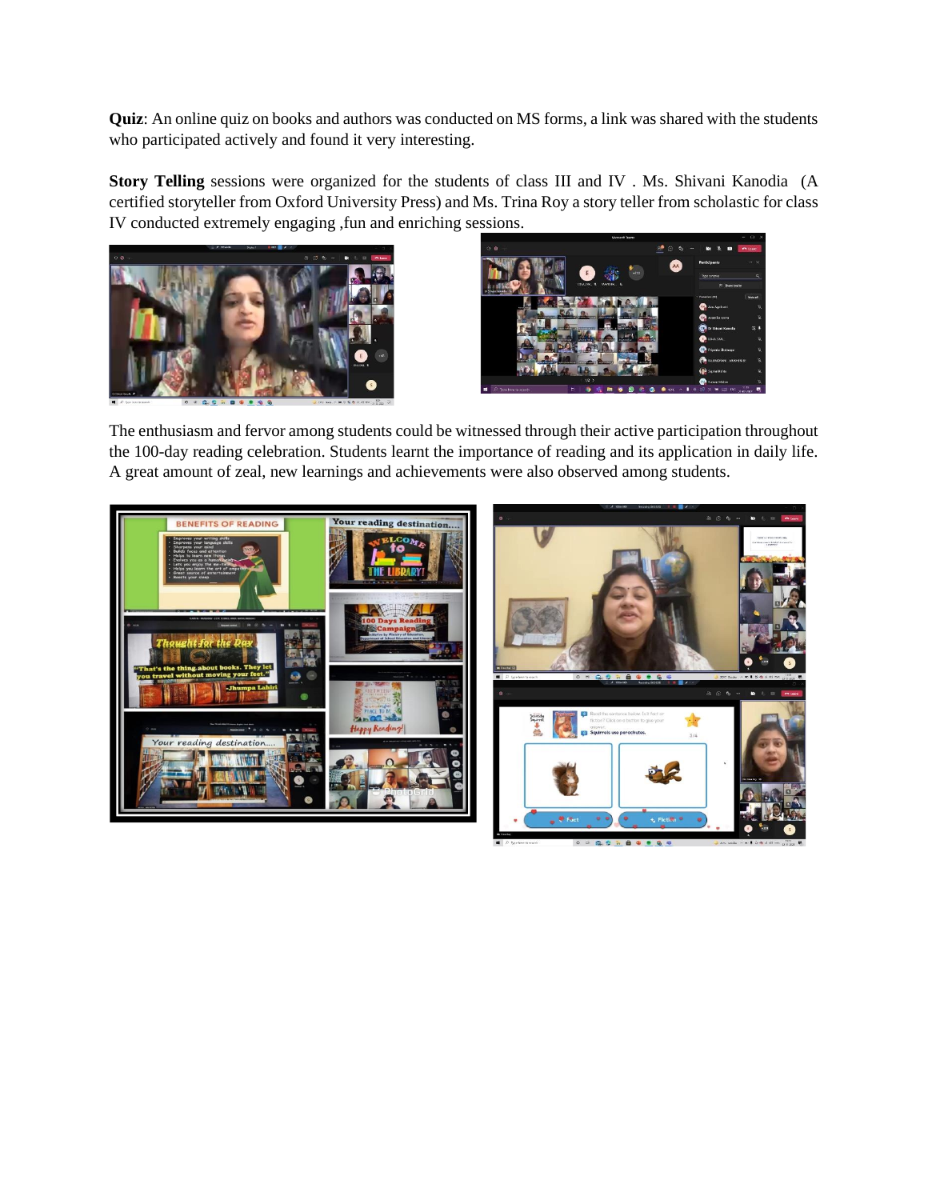**Quiz**: An online quiz on books and authors was conducted on MS forms, a link was shared with the students who participated actively and found it very interesting.

**Story Telling** sessions were organized for the students of class III and IV . Ms. Shivani Kanodia (A certified storyteller from Oxford University Press) and Ms. Trina Roy a story teller from scholastic for class IV conducted extremely engaging ,fun and enriching sessions.

The enthusiasm and fervor among students could be witnessed through their active participation throughout the 100-day reading celebration. Students learnt the importance of reading and its application in daily life. A great amount of zeal, new learnings and achievements were also observed among students.